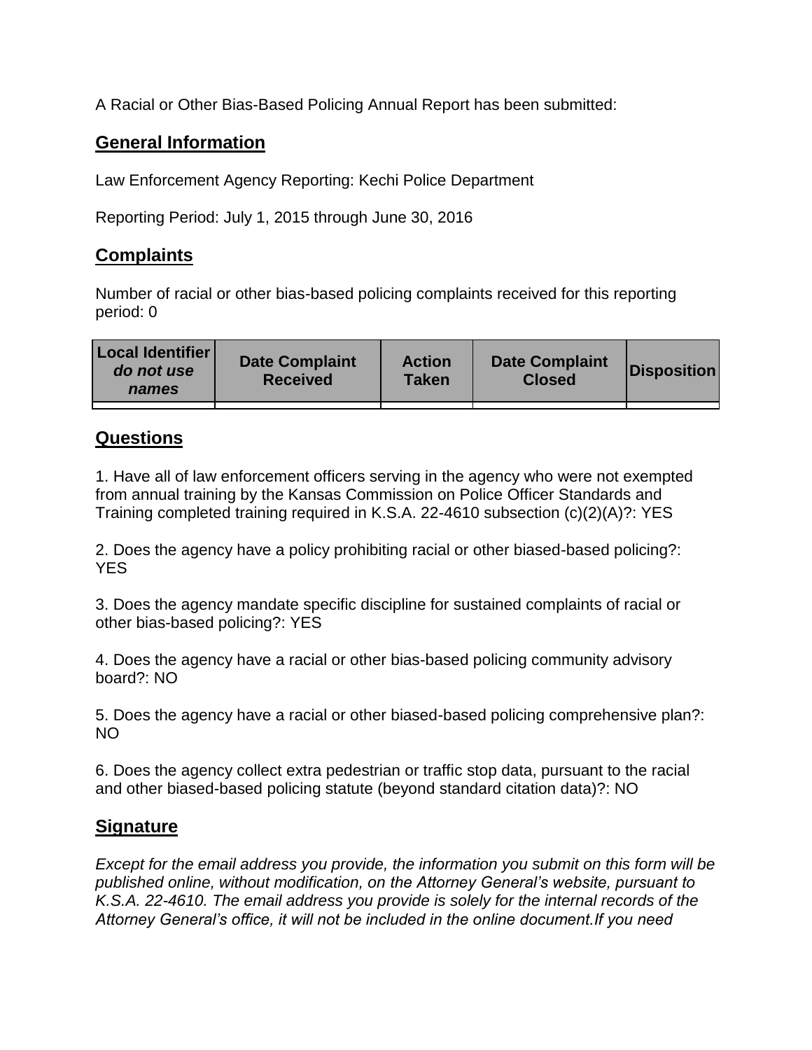A Racial or Other Bias-Based Policing Annual Report has been submitted:

## General Information

Law Enforcement Agency Reporting: Kechi Police Department

Reporting Period: July 1, 2015 through June 30, 2016

## Complaints

Number of racial or other bias-based policing complaints received for this reporting period: 0

| Local Identifier *do not use names* | Date Complaint Received | Action Taken | Date Complaint Closed | Disposition |
|---|---|---|---|---|
| | | | | |

## Questions

1. Have all of law enforcement officers serving in the agency who were not exempted from annual training by the Kansas Commission on Police Officer Standards and Training completed training required in K.S.A. 22-4610 subsection (c)(2)(A)?: YES

2. Does the agency have a policy prohibiting racial or other biased-based policing?: YES

3. Does the agency mandate specific discipline for sustained complaints of racial or other bias-based policing?: YES

4. Does the agency have a racial or other bias-based policing community advisory board?: NO

5. Does the agency have a racial or other biased-based policing comprehensive plan?: NO

6. Does the agency collect extra pedestrian or traffic stop data, pursuant to the racial and other biased-based policing statute (beyond standard citation data)?: NO

## Signature

*Except for the email address you provide, the information you submit on this form will be published online, without modification, on the Attorney General's website, pursuant to K.S.A. 22-4610. The email address you provide is solely for the internal records of the Attorney General's office, it will not be included in the online document.If you need*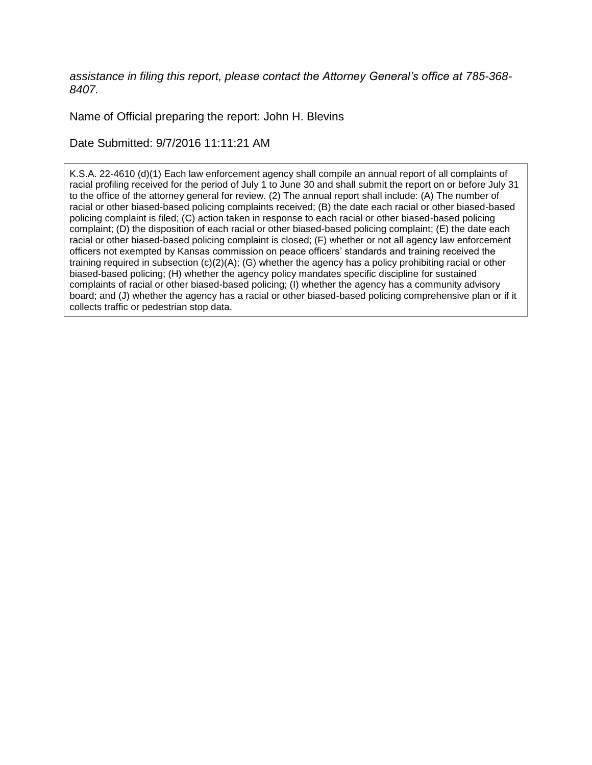*assistance in filing this report, please contact the Attorney General's office at 785-368-8407.*

Name of Official preparing the report: John H. Blevins

Date Submitted: 9/7/2016 11:11:21 AM

K.S.A. 22-4610 (d)(1) Each law enforcement agency shall compile an annual report of all complaints of racial profiling received for the period of July 1 to June 30 and shall submit the report on or before July 31 to the office of the attorney general for review. (2) The annual report shall include: (A) The number of racial or other biased-based policing complaints received; (B) the date each racial or other biased-based policing complaint is filed; (C) action taken in response to each racial or other biased-based policing complaint; (D) the disposition of each racial or other biased-based policing complaint; (E) the date each racial or other biased-based policing complaint is closed; (F) whether or not all agency law enforcement officers not exempted by Kansas commission on peace officers' standards and training received the training required in subsection (c)(2)(A); (G) whether the agency has a policy prohibiting racial or other biased-based policing; (H) whether the agency policy mandates specific discipline for sustained complaints of racial or other biased-based policing; (I) whether the agency has a community advisory board; and (J) whether the agency has a racial or other biased-based policing comprehensive plan or if it collects traffic or pedestrian stop data.